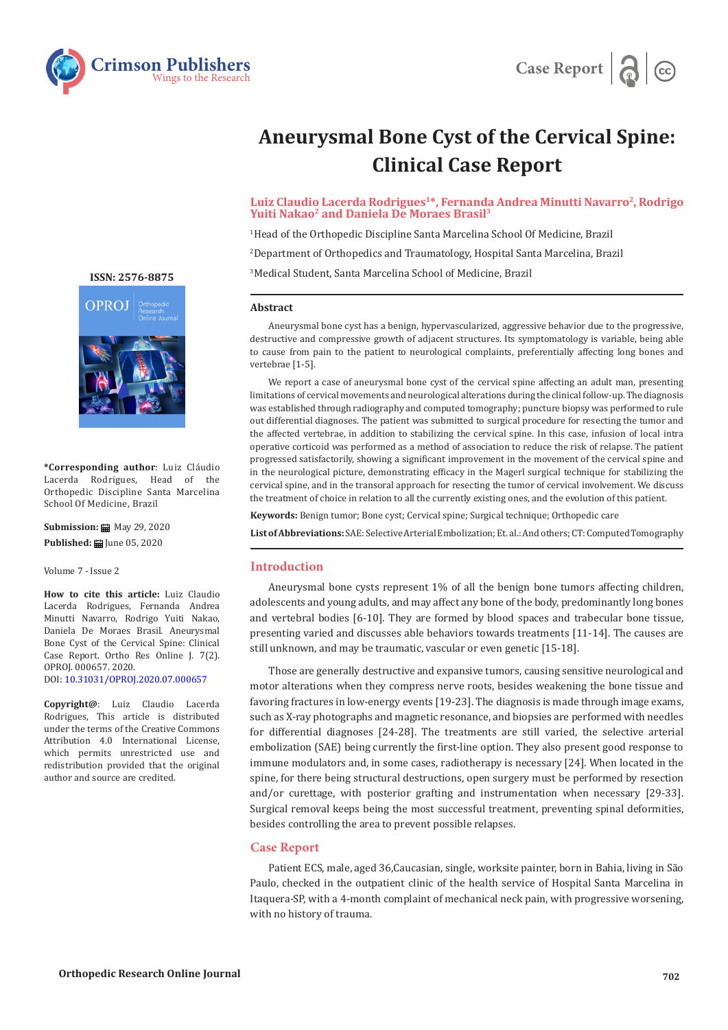# Aneurysmal Bone Cyst of the Cervical Spine: Clinical Case Report

**Luiz Claudio Lacerda Rodrigues[1]*, Fernanda Andrea Minutti Navarro[2], Rodrigo Yuiti Nakao[2] and Daniela De Moraes Brasil[3]**

[1]Head of the Orthopedic Discipline Santa Marcelina School Of Medicine, Brazil

[2]Department of Orthopedics and Traumatology, Hospital Santa Marcelina, Brazil

[3]Medical Student, Santa Marcelina School of Medicine, Brazil

**ISSN: 2576-8875**

**\*Corresponding author**: Luiz Cláudio Lacerda Rodrigues, Head of the Orthopedic Discipline Santa Marcelina School Of Medicine, Brazil

**Submission:** May 29, 2020

**Published:** June 05, 2020

Volume 7 - Issue 2

**How to cite this article:** Luiz Claudio Lacerda Rodrigues, Fernanda Andrea Minutti Navarro, Rodrigo Yuiti Nakao, Daniela De Moraes Brasil. Aneurysmal Bone Cyst of the Cervical Spine: Clinical Case Report. Ortho Res Online J. 7(2). OPROJ. 000657. 2020.
DOI: 10.31031/OPROJ.2020.07.000657

**Copyright@**: Luiz Claudio Lacerda Rodrigues, This article is distributed under the terms of the Creative Commons Attribution 4.0 International License, which permits unrestricted use and redistribution provided that the original author and source are credited.

## Abstract

Aneurysmal bone cyst has a benign, hypervascularized, aggressive behavior due to the progressive, destructive and compressive growth of adjacent structures. Its symptomatology is variable, being able to cause from pain to the patient to neurological complaints, preferentially affecting long bones and vertebrae [1-5].

We report a case of aneurysmal bone cyst of the cervical spine affecting an adult man, presenting limitations of cervical movements and neurological alterations during the clinical follow-up. The diagnosis was established through radiography and computed tomography; puncture biopsy was performed to rule out differential diagnoses. The patient was submitted to surgical procedure for resecting the tumor and the affected vertebrae, in addition to stabilizing the cervical spine. In this case, infusion of local intra operative corticoid was performed as a method of association to reduce the risk of relapse. The patient progressed satisfactorily, showing a significant improvement in the movement of the cervical spine and in the neurological picture, demonstrating efficacy in the Magerl surgical technique for stabilizing the cervical spine, and in the transoral approach for resecting the tumor of cervical involvement. We discuss the treatment of choice in relation to all the currently existing ones, and the evolution of this patient.

**Keywords:** Benign tumor; Bone cyst; Cervical spine; Surgical technique; Orthopedic care

**List of Abbreviations:** SAE: Selective Arterial Embolization; Et. al.: And others; CT: Computed Tomography

## Introduction

Aneurysmal bone cysts represent 1% of all the benign bone tumors affecting children, adolescents and young adults, and may affect any bone of the body, predominantly long bones and vertebral bodies [6-10]. They are formed by blood spaces and trabecular bone tissue, presenting varied and discusses able behaviors towards treatments [11-14]. The causes are still unknown, and may be traumatic, vascular or even genetic [15-18].

Those are generally destructive and expansive tumors, causing sensitive neurological and motor alterations when they compress nerve roots, besides weakening the bone tissue and favoring fractures in low-energy events [19-23]. The diagnosis is made through image exams, such as X-ray photographs and magnetic resonance, and biopsies are performed with needles for differential diagnoses [24-28]. The treatments are still varied, the selective arterial embolization (SAE) being currently the first-line option. They also present good response to immune modulators and, in some cases, radiotherapy is necessary [24]. When located in the spine, for there being structural destructions, open surgery must be performed by resection and/or curettage, with posterior grafting and instrumentation when necessary [29-33]. Surgical removal keeps being the most successful treatment, preventing spinal deformities, besides controlling the area to prevent possible relapses.

## Case Report

Patient ECS, male, aged 36,Caucasian, single, worksite painter, born in Bahia, living in São Paulo, checked in the outpatient clinic of the health service of Hospital Santa Marcelina in Itaquera-SP, with a 4-month complaint of mechanical neck pain, with progressive worsening, with no history of trauma.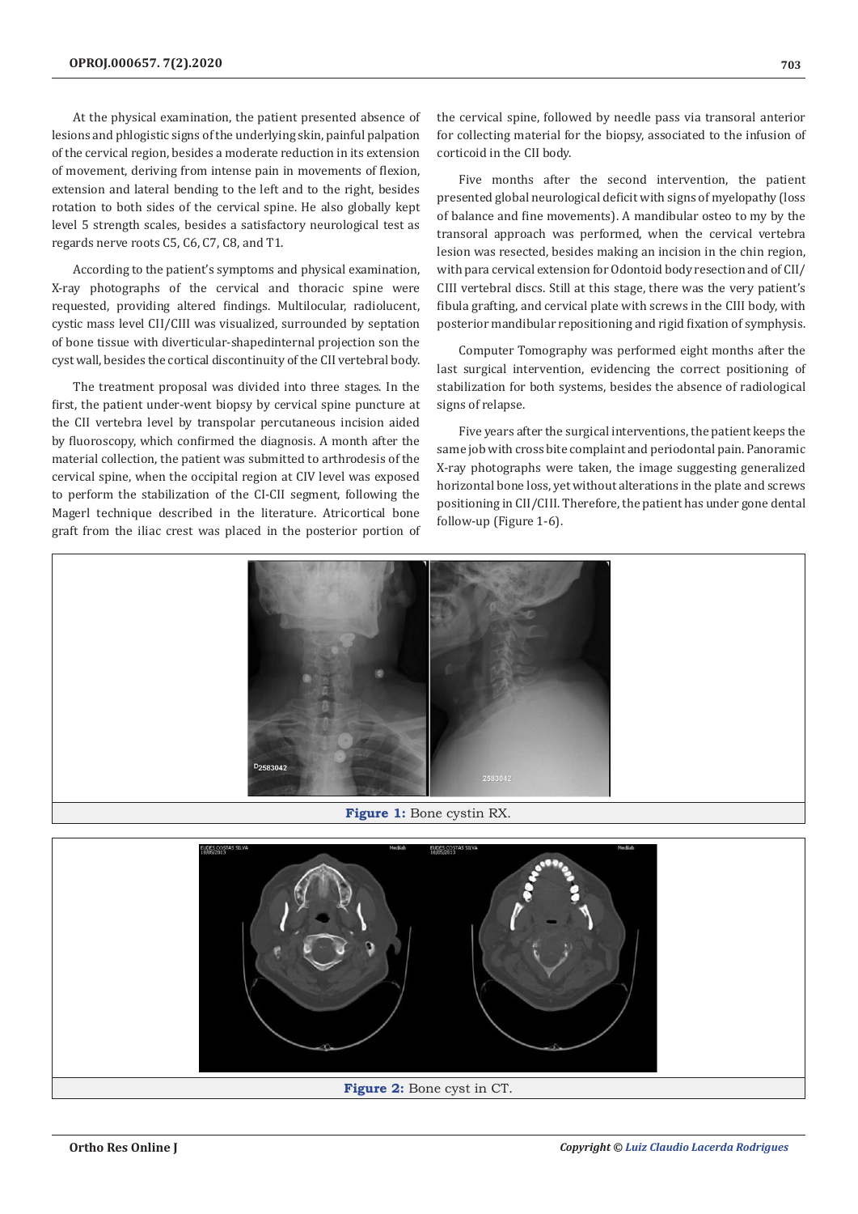At the physical examination, the patient presented absence of lesions and phlogistic signs of the underlying skin, painful palpation of the cervical region, besides a moderate reduction in its extension of movement, deriving from intense pain in movements of flexion, extension and lateral bending to the left and to the right, besides rotation to both sides of the cervical spine. He also globally kept level 5 strength scales, besides a satisfactory neurological test as regards nerve roots C5, C6, C7, C8, and T1.

According to the patient's symptoms and physical examination, X-ray photographs of the cervical and thoracic spine were requested, providing altered findings. Multilocular, radiolucent, cystic mass level CII/CIII was visualized, surrounded by septation of bone tissue with diverticular-shapedinternal projection son the cyst wall, besides the cortical discontinuity of the CII vertebral body.

The treatment proposal was divided into three stages. In the first, the patient under-went biopsy by cervical spine puncture at the CII vertebra level by transpolar percutaneous incision aided by fluoroscopy, which confirmed the diagnosis. A month after the material collection, the patient was submitted to arthrodesis of the cervical spine, when the occipital region at CIV level was exposed to perform the stabilization of the CI-CII segment, following the Magerl technique described in the literature. Atricortical bone graft from the iliac crest was placed in the posterior portion of the cervical spine, followed by needle pass via transoral anterior for collecting material for the biopsy, associated to the infusion of corticoid in the CII body.

Five months after the second intervention, the patient presented global neurological deficit with signs of myelopathy (loss of balance and fine movements). A mandibular osteo to my by the transoral approach was performed, when the cervical vertebra lesion was resected, besides making an incision in the chin region, with para cervical extension for Odontoid body resection and of CII/CIII vertebral discs. Still at this stage, there was the very patient's fibula grafting, and cervical plate with screws in the CIII body, with posterior mandibular repositioning and rigid fixation of symphysis.

Computer Tomography was performed eight months after the last surgical intervention, evidencing the correct positioning of stabilization for both systems, besides the absence of radiological signs of relapse.

Five years after the surgical interventions, the patient keeps the same job with cross bite complaint and periodontal pain. Panoramic X-ray photographs were taken, the image suggesting generalized horizontal bone loss, yet without alterations in the plate and screws positioning in CII/CIII. Therefore, the patient has under gone dental follow-up (Figure 1-6).

**Figure 1:** Bone cystin RX.

**Figure 2:** Bone cyst in CT.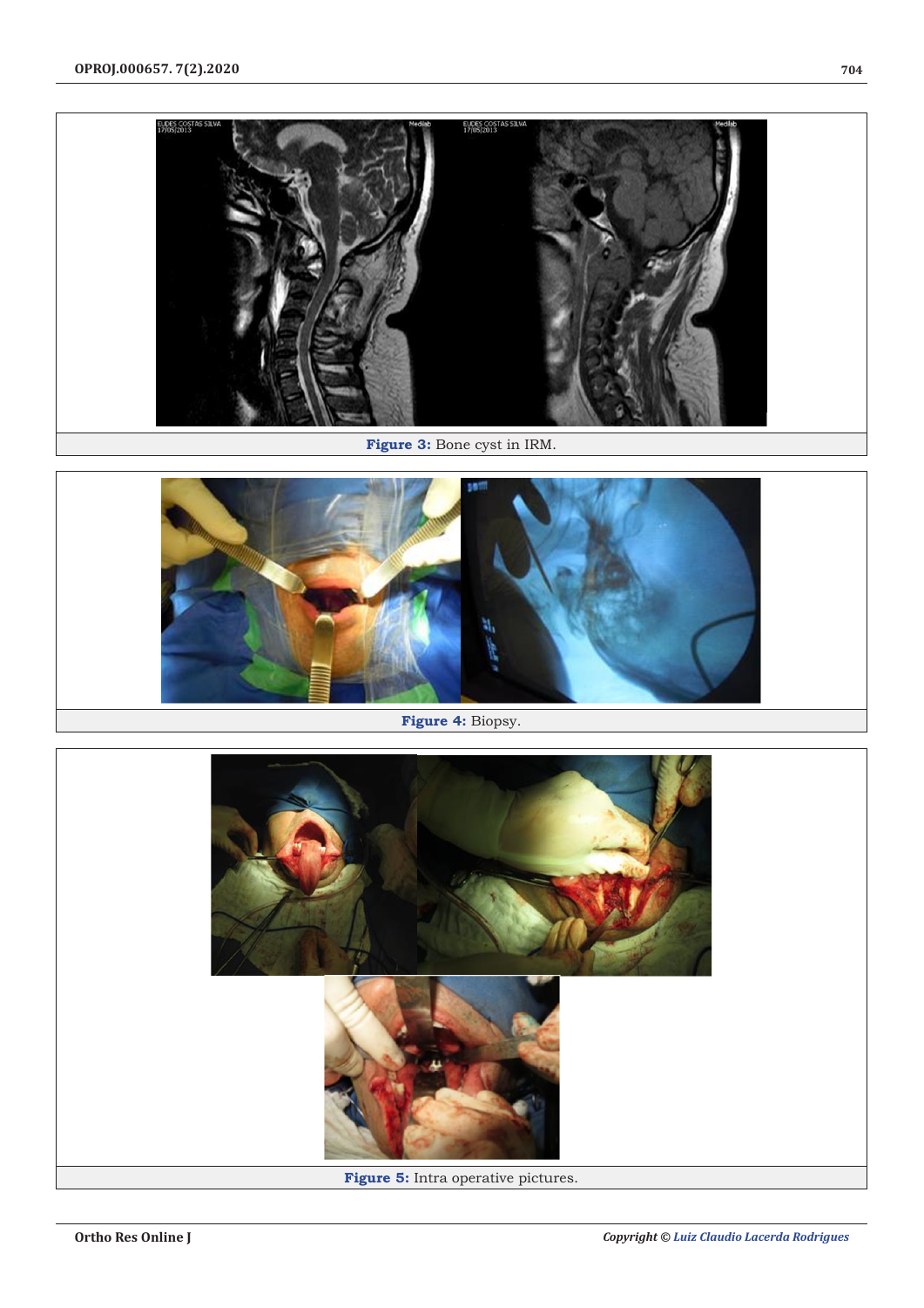**Figure 3:** Bone cyst in IRM.

**Figure 4:** Biopsy.

**Figure 5:** Intra operative pictures.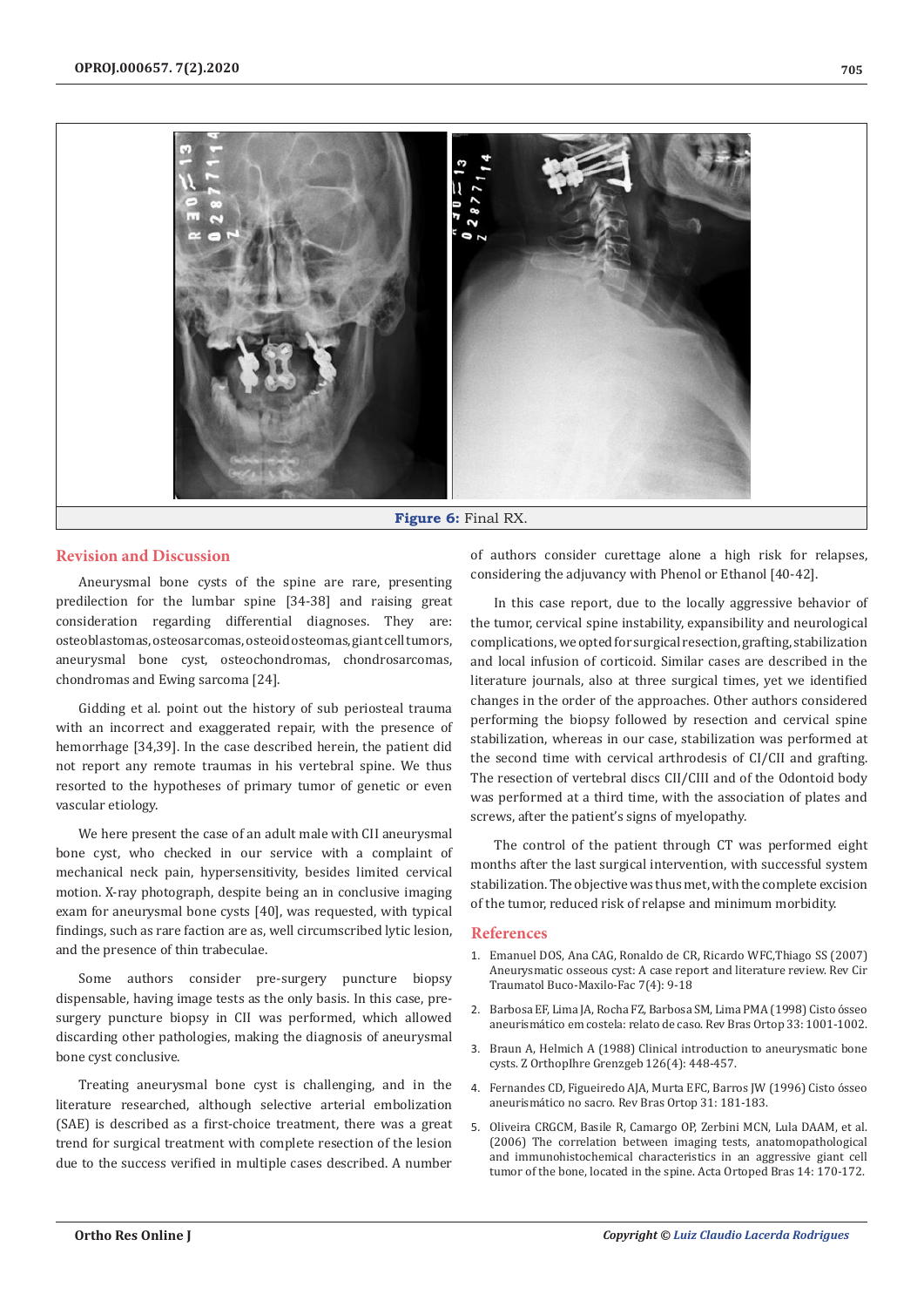Figure 6: Final RX.

## Revision and Discussion

Aneurysmal bone cysts of the spine are rare, presenting predilection for the lumbar spine [34-38] and raising great consideration regarding differential diagnoses. They are: osteoblastomas, osteosarcomas, osteoid osteomas, giant cell tumors, aneurysmal bone cyst, osteochondromas, chondrosarcomas, chondromas and Ewing sarcoma [24].

Gidding et al. point out the history of sub periosteal trauma with an incorrect and exaggerated repair, with the presence of hemorrhage [34,39]. In the case described herein, the patient did not report any remote traumas in his vertebral spine. We thus resorted to the hypotheses of primary tumor of genetic or even vascular etiology.

We here present the case of an adult male with CII aneurysmal bone cyst, who checked in our service with a complaint of mechanical neck pain, hypersensitivity, besides limited cervical motion. X-ray photograph, despite being an in conclusive imaging exam for aneurysmal bone cysts [40], was requested, with typical findings, such as rare faction are as, well circumscribed lytic lesion, and the presence of thin trabeculae.

Some authors consider pre-surgery puncture biopsy dispensable, having image tests as the only basis. In this case, pre-surgery puncture biopsy in CII was performed, which allowed discarding other pathologies, making the diagnosis of aneurysmal bone cyst conclusive.

Treating aneurysmal bone cyst is challenging, and in the literature researched, although selective arterial embolization (SAE) is described as a first-choice treatment, there was a great trend for surgical treatment with complete resection of the lesion due to the success verified in multiple cases described. A number of authors consider curettage alone a high risk for relapses, considering the adjuvancy with Phenol or Ethanol [40-42].

In this case report, due to the locally aggressive behavior of the tumor, cervical spine instability, expansibility and neurological complications, we opted for surgical resection, grafting, stabilization and local infusion of corticoid. Similar cases are described in the literature journals, also at three surgical times, yet we identified changes in the order of the approaches. Other authors considered performing the biopsy followed by resection and cervical spine stabilization, whereas in our case, stabilization was performed at the second time with cervical arthrodesis of CI/CII and grafting. The resection of vertebral discs CII/CIII and of the Odontoid body was performed at a third time, with the association of plates and screws, after the patient's signs of myelopathy.

The control of the patient through CT was performed eight months after the last surgical intervention, with successful system stabilization. The objective was thus met, with the complete excision of the tumor, reduced risk of relapse and minimum morbidity.

## References

1. Emanuel DOS, Ana CAG, Ronaldo de CR, Ricardo WFC,Thiago SS (2007) Aneurysmatic osseous cyst: A case report and literature review. Rev Cir Traumatol Buco-Maxilo-Fac 7(4): 9-18
2. Barbosa EF, Lima JA, Rocha FZ, Barbosa SM, Lima PMA (1998) Cisto ósseo aneurismático em costela: relato de caso. Rev Bras Ortop 33: 1001-1002.
3. Braun A, Helmich A (1988) Clinical introduction to aneurysmatic bone cysts. Z Orthoplhre Grenzgeb 126(4): 448-457.
4. Fernandes CD, Figueiredo AJA, Murta EFC, Barros JW (1996) Cisto ósseo aneurismático no sacro. Rev Bras Ortop 31: 181-183.
5. Oliveira CRGCM, Basile R, Camargo OP, Zerbini MCN, Lula DAAM, et al. (2006) The correlation between imaging tests, anatomopathological and immunohistochemical characteristics in an aggressive giant cell tumor of the bone, located in the spine. Acta Ortoped Bras 14: 170-172.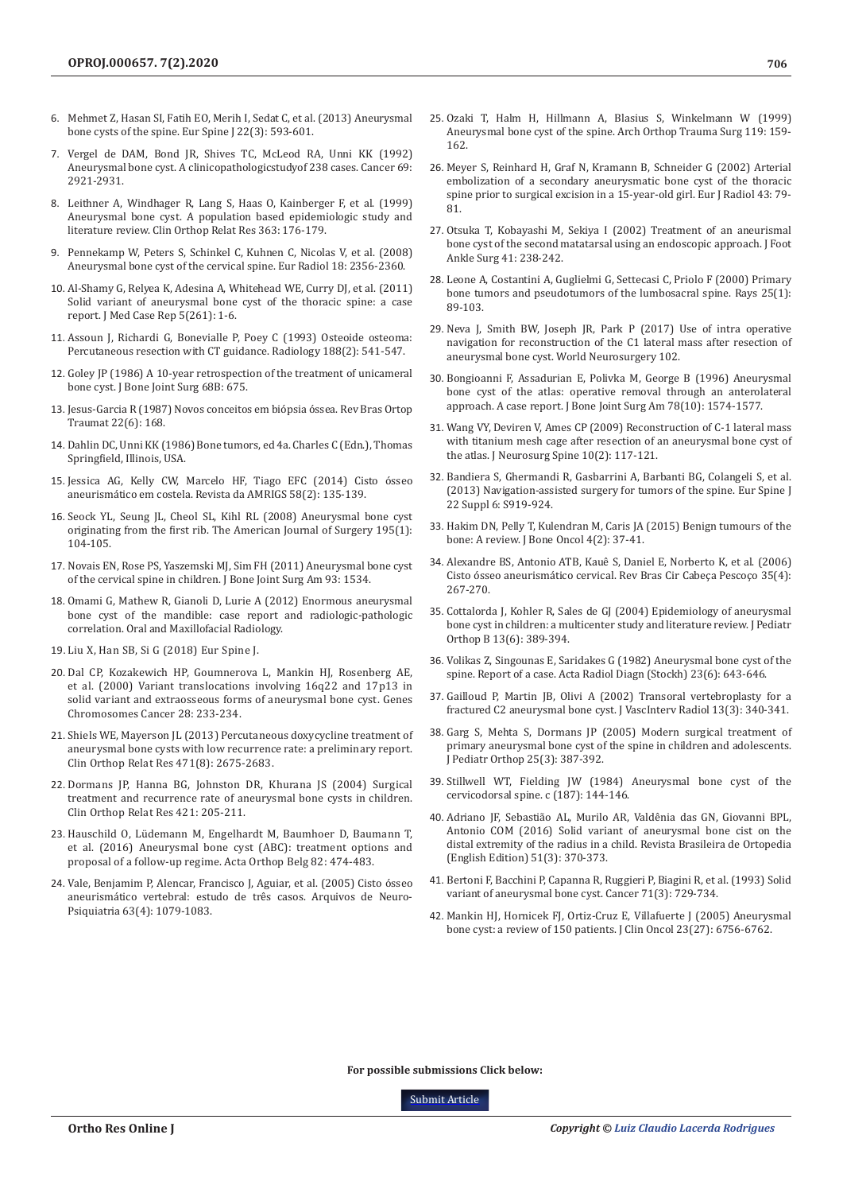6. Mehmet Z, Hasan SI, Fatih EO, Merih I, Sedat C, et al. (2013) Aneurysmal bone cysts of the spine. Eur Spine J 22(3): 593-601.
7. Vergel de DAM, Bond JR, Shives TC, McLeod RA, Unni KK (1992) Aneurysmal bone cyst. A clinicopathologicstudyof 238 cases. Cancer 69: 2921-2931.
8. Leithner A, Windhager R, Lang S, Haas O, Kainberger F, et al. (1999) Aneurysmal bone cyst. A population based epidemiologic study and literature review. Clin Orthop Relat Res 363: 176-179.
9. Pennekamp W, Peters S, Schinkel C, Kuhnen C, Nicolas V, et al. (2008) Aneurysmal bone cyst of the cervical spine. Eur Radiol 18: 2356-2360.
10. Al-Shamy G, Relyea K, Adesina A, Whitehead WE, Curry DJ, et al. (2011) Solid variant of aneurysmal bone cyst of the thoracic spine: a case report. J Med Case Rep 5(261): 1-6.
11. Assoun J, Richardi G, Bonevialle P, Poey C (1993) Osteoide osteoma: Percutaneous resection with CT guidance. Radiology 188(2): 541-547.
12. Goley JP (1986) A 10-year retrospection of the treatment of unicameral bone cyst. J Bone Joint Surg 68B: 675.
13. Jesus-Garcia R (1987) Novos conceitos em biópsia óssea. Rev Bras Ortop Traumat 22(6): 168.
14. Dahlin DC, Unni KK (1986) Bone tumors, ed 4a. Charles C (Edn.), Thomas Springfield, Illinois, USA.
15. Jessica AG, Kelly CW, Marcelo HF, Tiago EFC (2014) Cisto ósseo aneurismático em costela. Revista da AMRIGS 58(2): 135-139.
16. Seock YL, Seung JL, Cheol SL, Kihl RL (2008) Aneurysmal bone cyst originating from the first rib. The American Journal of Surgery 195(1): 104-105.
17. Novais EN, Rose PS, Yaszemski MJ, Sim FH (2011) Aneurysmal bone cyst of the cervical spine in children. J Bone Joint Surg Am 93: 1534.
18. Omami G, Mathew R, Gianoli D, Lurie A (2012) Enormous aneurysmal bone cyst of the mandible: case report and radiologic-pathologic correlation. Oral and Maxillofacial Radiology.
19. Liu X, Han SB, Si G (2018) Eur Spine J.
20. Dal CP, Kozakewich HP, Goumnerova L, Mankin HJ, Rosenberg AE, et al. (2000) Variant translocations involving 16q22 and 17p13 in solid variant and extraosseous forms of aneurysmal bone cyst. Genes Chromosomes Cancer 28: 233-234.
21. Shiels WE, Mayerson JL (2013) Percutaneous doxycycline treatment of aneurysmal bone cysts with low recurrence rate: a preliminary report. Clin Orthop Relat Res 471(8): 2675-2683.
22. Dormans JP, Hanna BG, Johnston DR, Khurana JS (2004) Surgical treatment and recurrence rate of aneurysmal bone cysts in children. Clin Orthop Relat Res 421: 205-211.
23. Hauschild O, Lüdemann M, Engelhardt M, Baumhoer D, Baumann T, et al. (2016) Aneurysmal bone cyst (ABC): treatment options and proposal of a follow-up regime. Acta Orthop Belg 82: 474-483.
24. Vale, Benjamim P, Alencar, Francisco J, Aguiar, et al. (2005) Cisto ósseo aneurismático vertebral: estudo de três casos. Arquivos de Neuro-Psiquiatria 63(4): 1079-1083.
25. Ozaki T, Halm H, Hillmann A, Blasius S, Winkelmann W (1999) Aneurysmal bone cyst of the spine. Arch Orthop Trauma Surg 119: 159-162.
26. Meyer S, Reinhard H, Graf N, Kramann B, Schneider G (2002) Arterial embolization of a secondary aneurysmatic bone cyst of the thoracic spine prior to surgical excision in a 15-year-old girl. Eur J Radiol 43: 79-81.
27. Otsuka T, Kobayashi M, Sekiya I (2002) Treatment of an aneurismal bone cyst of the second matatarsal using an endoscopic approach. J Foot Ankle Surg 41: 238-242.
28. Leone A, Costantini A, Guglielmi G, Settecasi C, Priolo F (2000) Primary bone tumors and pseudotumors of the lumbosacral spine. Rays 25(1): 89-103.
29. Neva J, Smith BW, Joseph JR, Park P (2017) Use of intra operative navigation for reconstruction of the C1 lateral mass after resection of aneurysmal bone cyst. World Neurosurgery 102.
30. Bongioanni F, Assadurian E, Polivka M, George B (1996) Aneurysmal bone cyst of the atlas: operative removal through an anterolateral approach. A case report. J Bone Joint Surg Am 78(10): 1574-1577.
31. Wang VY, Deviren V, Ames CP (2009) Reconstruction of C-1 lateral mass with titanium mesh cage after resection of an aneurysmal bone cyst of the atlas. J Neurosurg Spine 10(2): 117-121.
32. Bandiera S, Ghermandi R, Gasbarrini A, Barbanti BG, Colangeli S, et al. (2013) Navigation-assisted surgery for tumors of the spine. Eur Spine J 22 Suppl 6: S919-924.
33. Hakim DN, Pelly T, Kulendran M, Caris JA (2015) Benign tumours of the bone: A review. J Bone Oncol 4(2): 37-41.
34. Alexandre BS, Antonio ATB, Kauê S, Daniel E, Norberto K, et al. (2006) Cisto ósseo aneurismático cervical. Rev Bras Cir Cabeça Pescoço 35(4): 267-270.
35. Cottalorda J, Kohler R, Sales de GJ (2004) Epidemiology of aneurysmal bone cyst in children: a multicenter study and literature review. J Pediatr Orthop B 13(6): 389-394.
36. Volikas Z, Singounas E, Saridakes G (1982) Aneurysmal bone cyst of the spine. Report of a case. Acta Radiol Diagn (Stockh) 23(6): 643-646.
37. Gailloud P, Martin JB, Olivi A (2002) Transoral vertebroplasty for a fractured C2 aneurysmal bone cyst. J VascInterv Radiol 13(3): 340-341.
38. Garg S, Mehta S, Dormans JP (2005) Modern surgical treatment of primary aneurysmal bone cyst of the spine in children and adolescents. J Pediatr Orthop 25(3): 387-392.
39. Stillwell WT, Fielding JW (1984) Aneurysmal bone cyst of the cervicodorsal spine. c (187): 144-146.
40. Adriano JF, Sebastião AL, Murilo AR, Valdênia das GN, Giovanni BPL, Antonio COM (2016) Solid variant of aneurysmal bone cist on the distal extremity of the radius in a child. Revista Brasileira de Ortopedia (English Edition) 51(3): 370-373.
41. Bertoni F, Bacchini P, Capanna R, Ruggieri P, Biagini R, et al. (1993) Solid variant of aneurysmal bone cyst. Cancer 71(3): 729-734.
42. Mankin HJ, Hornicek FJ, Ortiz-Cruz E, Villafuerte J (2005) Aneurysmal bone cyst: a review of 150 patients. J Clin Oncol 23(27): 6756-6762.

**For possible submissions Click below:**

Submit Article